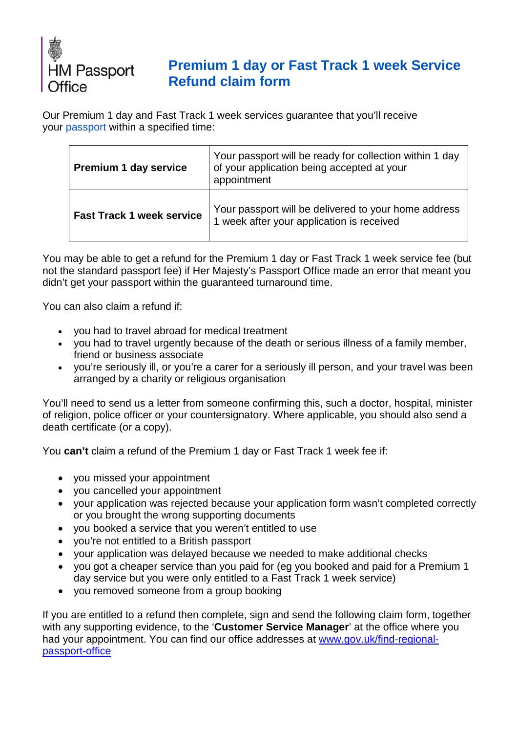HM Passport Office

# Premium 1 day or Fast Track 1 week Service Refund claim form

Our Premium 1 day and Fast Track 1 week services guarantee that you'll receive your passport within a specified time:

| | |
|---|---|
| **Premium 1 day service** | Your passport will be ready for collection within 1 day of your application being accepted at your appointment |
| **Fast Track 1 week service** | Your passport will be delivered to your home address 1 week after your application is received |

You may be able to get a refund for the Premium 1 day or Fast Track 1 week service fee (but not the standard passport fee) if Her Majesty's Passport Office made an error that meant you didn't get your passport within the guaranteed turnaround time.

You can also claim a refund if:

- you had to travel abroad for medical treatment
- you had to travel urgently because of the death or serious illness of a family member, friend or business associate
- you're seriously ill, or you're a carer for a seriously ill person, and your travel was been arranged by a charity or religious organisation

You'll need to send us a letter from someone confirming this, such a doctor, hospital, minister of religion, police officer or your countersignatory. Where applicable, you should also send a death certificate (or a copy).

You **can't** claim a refund of the Premium 1 day or Fast Track 1 week fee if:

- you missed your appointment
- you cancelled your appointment
- your application was rejected because your application form wasn't completed correctly or you brought the wrong supporting documents
- you booked a service that you weren't entitled to use
- you're not entitled to a British passport
- your application was delayed because we needed to make additional checks
- you got a cheaper service than you paid for (eg you booked and paid for a Premium 1 day service but you were only entitled to a Fast Track 1 week service)
- you removed someone from a group booking

If you are entitled to a refund then complete, sign and send the following claim form, together with any supporting evidence, to the '**Customer Service Manager**' at the office where you had your appointment. You can find our office addresses at [www.gov.uk/find-regional-passport-office](www.gov.uk/find-regional-passport-office)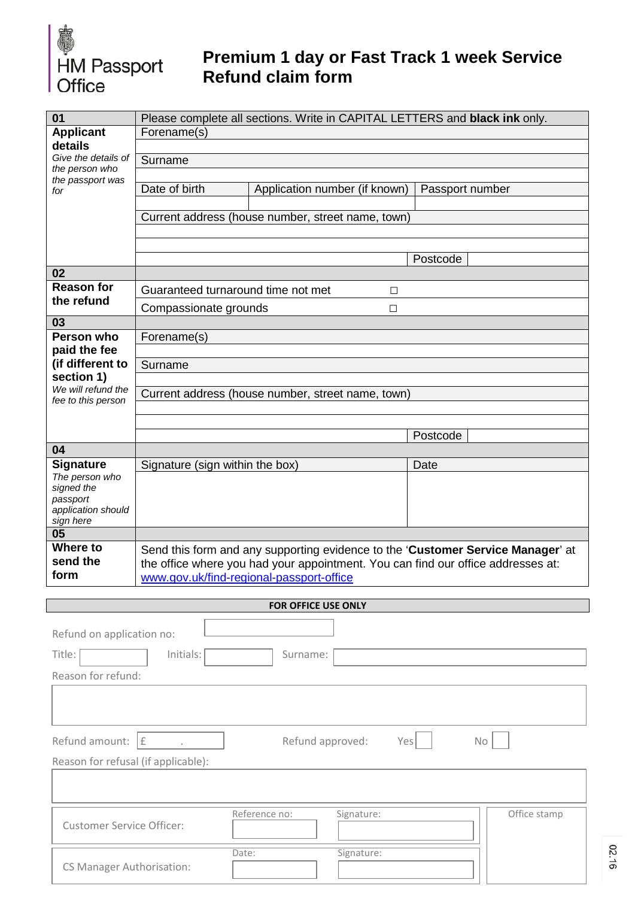HM Passport Office

# Premium 1 day or Fast Track 1 week Service Refund claim form

| | | | |
|---|---|---|---|
| **01** | Please complete all sections. Write in CAPITAL LETTERS and **black ink** only. | | |
| **Applicant details** *Give the details of the person who the passport was for* | Forename(s) | | |
| | | | |
| | Surname | | |
| | | | |
| | Date of birth | Application number (if known) | Passport number |
| | | | |
| | Current address (house number, street name, town) | | |
| | | | |
| | | | |
| | | Postcode | |
| **02** | | | |
| **Reason for the refund** | Guaranteed turnaround time not met ☐ | | |
| | Compassionate grounds ☐ | | |
| **03** | | | |
| **Person who paid the fee (if different to section 1)** *We will refund the fee to this person* | Forename(s) | | |
| | | | |
| | Surname | | |
| | | | |
| | Current address (house number, street name, town) | | |
| | | | |
| | | | |
| | | Postcode | |
| **04** | | | |
| **Signature** *The person who signed the passport application should sign here* | Signature (sign within the box) | Date | |
| | | | |
| **05** | | | |
| **Where to send the form** | Send this form and any supporting evidence to the '**Customer Service Manager**' at the office where you had your appointment. You can find our office addresses at: [www.gov.uk/find-regional-passport-office](www.gov.uk/find-regional-passport-office) | | |

**FOR OFFICE USE ONLY**

Refund on application no:

Title: Initials: Surname:

Reason for refund:

Refund amount: £ .     Refund approved: Yes ☐ No ☐

Reason for refusal (if applicable):

| | | | |
|---|---|---|---|
| Customer Service Officer: | Reference no: | Signature: | Office stamp |
| CS Manager Authorisation: | Date: | Signature: | |

02.16